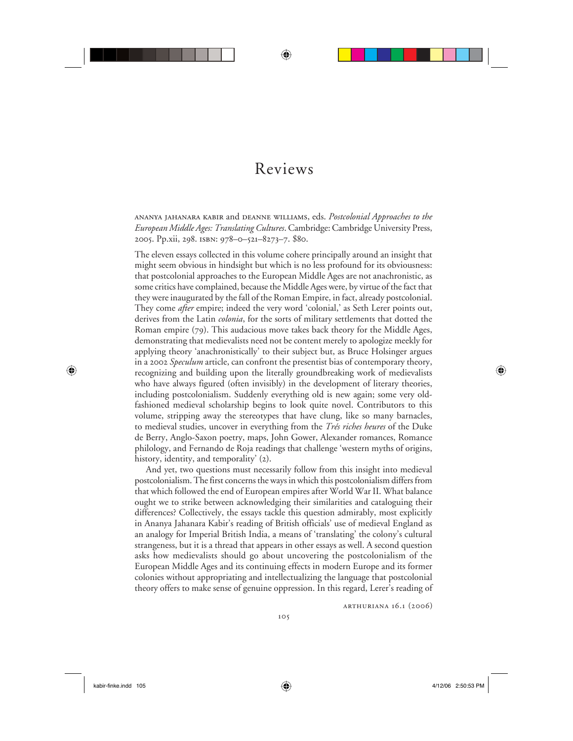# Reviews

ANANYA JAHANARA KABIR and DEANNE WILLIAMS, eds. *Postcolonial Approaches to the European Middle Ages: Translating Cultures*. Cambridge: Cambridge University Press, 2005. Pp.xii, 298. ISBN: 978–0–521–8273–7. $80.

The eleven essays collected in this volume cohere principally around an insight that might seem obvious in hindsight but which is no less profound for its obviousness: that postcolonial approaches to the European Middle Ages are not anachronistic, as some critics have complained, because the Middle Ages were, by virtue of the fact that they were inaugurated by the fall of the Roman Empire, in fact, already postcolonial. They come *after* empire; indeed the very word 'colonial,' as Seth Lerer points out, derives from the Latin *colonia*, for the sorts of military settlements that dotted the Roman empire (79). This audacious move takes back theory for the Middle Ages, demonstrating that medievalists need not be content merely to apologize meekly for applying theory 'anachronistically' to their subject but, as Bruce Holsinger argues in a 2002 *Speculum* article, can confront the presentist bias of contemporary theory, recognizing and building upon the literally groundbreaking work of medievalists who have always figured (often invisibly) in the development of literary theories, including postcolonialism. Suddenly everything old is new again; some very old-fashioned medieval scholarship begins to look quite novel. Contributors to this volume, stripping away the stereotypes that have clung, like so many barnacles, to medieval studies, uncover in everything from the *Trés riches heures* of the Duke de Berry, Anglo-Saxon poetry, maps, John Gower, Alexander romances, Romance philology, and Fernando de Roja readings that challenge 'western myths of origins, history, identity, and temporality' (2).

And yet, two questions must necessarily follow from this insight into medieval postcolonialism. The first concerns the ways in which this postcolonialism differs from that which followed the end of European empires after World War II. What balance ought we to strike between acknowledging their similarities and cataloguing their differences? Collectively, the essays tackle this question admirably, most explicitly in Ananya Jahanara Kabir's reading of British officials' use of medieval England as an analogy for Imperial British India, a means of 'translating' the colony's cultural strangeness, but it is a thread that appears in other essays as well. A second question asks how medievalists should go about uncovering the postcolonialism of the European Middle Ages and its continuing effects in modern Europe and its former colonies without appropriating and intellectualizing the language that postcolonial theory offers to make sense of genuine oppression. In this regard, Lerer's reading of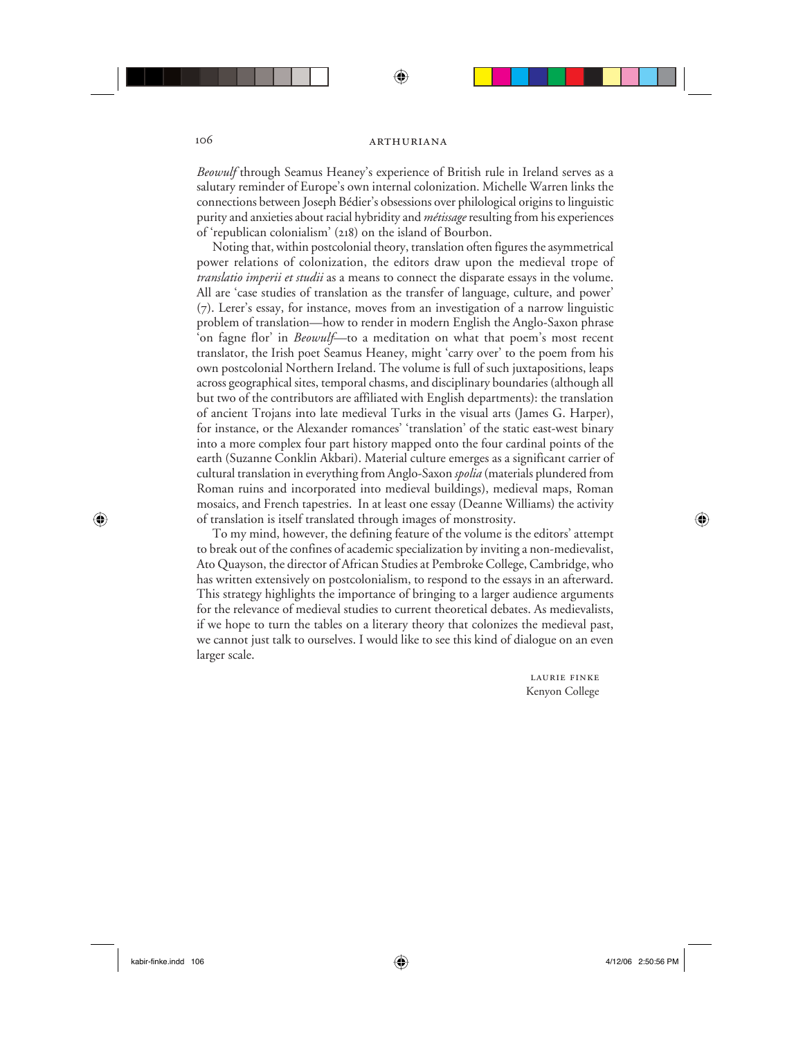*Beowulf* through Seamus Heaney's experience of British rule in Ireland serves as a salutary reminder of Europe's own internal colonization. Michelle Warren links the connections between Joseph Bédier's obsessions over philological origins to linguistic purity and anxieties about racial hybridity and *métissage* resulting from his experiences of 'republican colonialism' (218) on the island of Bourbon.

Noting that, within postcolonial theory, translation often figures the asymmetrical power relations of colonization, the editors draw upon the medieval trope of *translatio imperii et studii* as a means to connect the disparate essays in the volume. All are 'case studies of translation as the transfer of language, culture, and power' (7). Lerer's essay, for instance, moves from an investigation of a narrow linguistic problem of translation—how to render in modern English the Anglo-Saxon phrase 'on fagne flor' in *Beowulf*—to a meditation on what that poem's most recent translator, the Irish poet Seamus Heaney, might 'carry over' to the poem from his own postcolonial Northern Ireland. The volume is full of such juxtapositions, leaps across geographical sites, temporal chasms, and disciplinary boundaries (although all but two of the contributors are affiliated with English departments): the translation of ancient Trojans into late medieval Turks in the visual arts (James G. Harper), for instance, or the Alexander romances' 'translation' of the static east-west binary into a more complex four part history mapped onto the four cardinal points of the earth (Suzanne Conklin Akbari). Material culture emerges as a significant carrier of cultural translation in everything from Anglo-Saxon *spolia* (materials plundered from Roman ruins and incorporated into medieval buildings), medieval maps, Roman mosaics, and French tapestries. In at least one essay (Deanne Williams) the activity of translation is itself translated through images of monstrosity.

To my mind, however, the defining feature of the volume is the editors' attempt to break out of the confines of academic specialization by inviting a non-medievalist, Ato Quayson, the director of African Studies at Pembroke College, Cambridge, who has written extensively on postcolonialism, to respond to the essays in an afterward. This strategy highlights the importance of bringing to a larger audience arguments for the relevance of medieval studies to current theoretical debates. As medievalists, if we hope to turn the tables on a literary theory that colonizes the medieval past, we cannot just talk to ourselves. I would like to see this kind of dialogue on an even larger scale.

LAURIE FINKE
Kenyon College